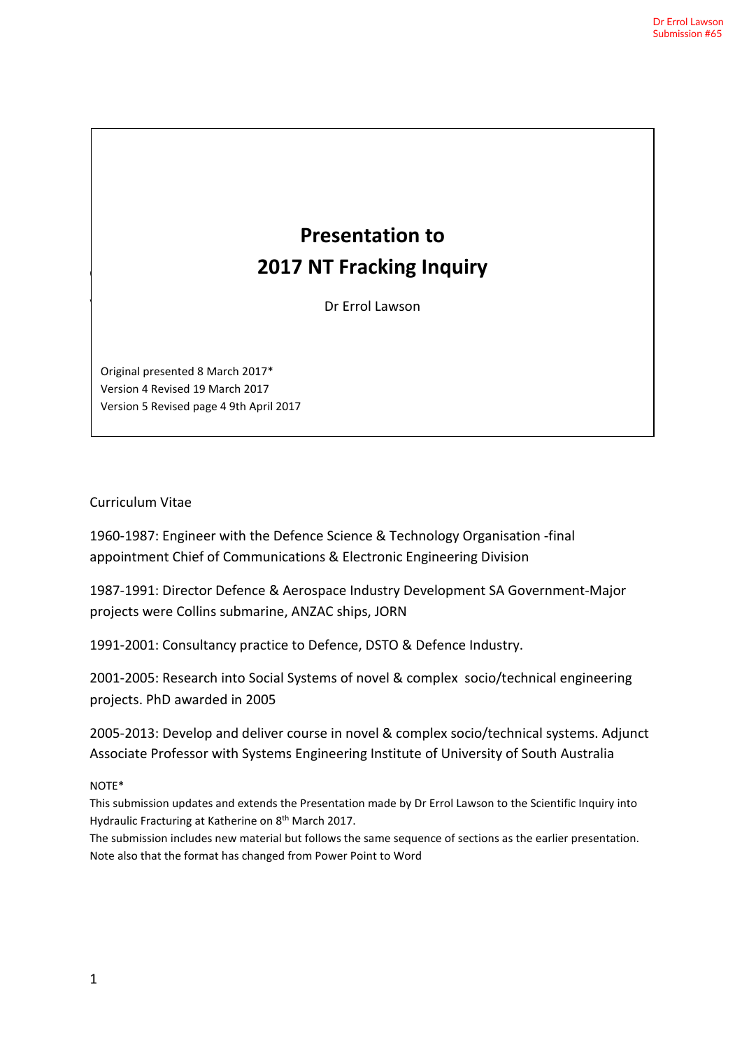Dr Errol Lawson
Submission #65

# Presentation to 2017 NT Fracking Inquiry

Dr Errol Lawson

Original presented 8 March 2017*
Version 4 Revised 19 March 2017
Version 5 Revised page 4 9th April 2017

Curriculum Vitae

1960-1987: Engineer with the Defence Science & Technology Organisation -final appointment Chief of Communications & Electronic Engineering Division

1987-1991: Director Defence & Aerospace Industry Development SA Government-Major projects were Collins submarine, ANZAC ships, JORN

1991-2001: Consultancy practice to Defence, DSTO & Defence Industry.

2001-2005: Research into Social Systems of novel & complex socio/technical engineering projects. PhD awarded in 2005

2005-2013: Develop and deliver course in novel & complex socio/technical systems. Adjunct Associate Professor with Systems Engineering Institute of University of South Australia

NOTE*

This submission updates and extends the Presentation made by Dr Errol Lawson to the Scientific Inquiry into Hydraulic Fracturing at Katherine on 8th March 2017.

The submission includes new material but follows the same sequence of sections as the earlier presentation. Note also that the format has changed from Power Point to Word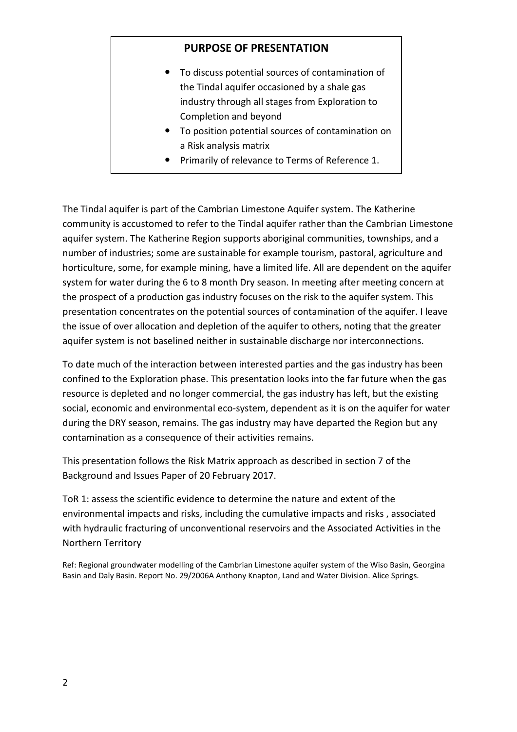## PURPOSE OF PRESENTATION

- To discuss potential sources of contamination of the Tindal aquifer occasioned by a shale gas industry through all stages from Exploration to Completion and beyond
- To position potential sources of contamination on a Risk analysis matrix
- Primarily of relevance to Terms of Reference 1.

The Tindal aquifer is part of the Cambrian Limestone Aquifer system. The Katherine community is accustomed to refer to the Tindal aquifer rather than the Cambrian Limestone aquifer system. The Katherine Region supports aboriginal communities, townships, and a number of industries; some are sustainable for example tourism, pastoral, agriculture and horticulture, some, for example mining, have a limited life. All are dependent on the aquifer system for water during the 6 to 8 month Dry season. In meeting after meeting concern at the prospect of a production gas industry focuses on the risk to the aquifer system. This presentation concentrates on the potential sources of contamination of the aquifer. I leave the issue of over allocation and depletion of the aquifer to others, noting that the greater aquifer system is not baselined neither in sustainable discharge nor interconnections.

To date much of the interaction between interested parties and the gas industry has been confined to the Exploration phase. This presentation looks into the far future when the gas resource is depleted and no longer commercial, the gas industry has left, but the existing social, economic and environmental eco-system, dependent as it is on the aquifer for water during the DRY season, remains. The gas industry may have departed the Region but any contamination as a consequence of their activities remains.

This presentation follows the Risk Matrix approach as described in section 7 of the Background and Issues Paper of 20 February 2017.

ToR 1: assess the scientific evidence to determine the nature and extent of the environmental impacts and risks, including the cumulative impacts and risks , associated with hydraulic fracturing of unconventional reservoirs and the Associated Activities in the Northern Territory

Ref: Regional groundwater modelling of the Cambrian Limestone aquifer system of the Wiso Basin, Georgina Basin and Daly Basin. Report No. 29/2006A Anthony Knapton, Land and Water Division. Alice Springs.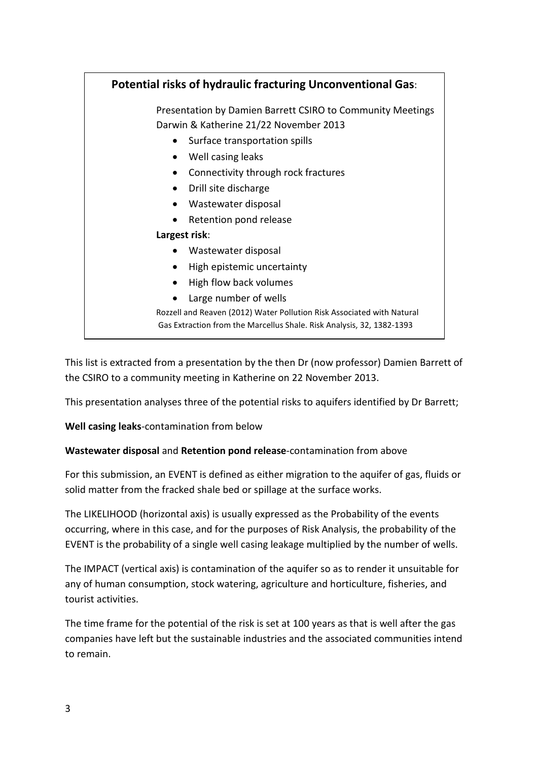**Potential risks of hydraulic fracturing Unconventional Gas**:

Presentation by Damien Barrett CSIRO to Community Meetings Darwin & Katherine 21/22 November 2013

- Surface transportation spills
- Well casing leaks
- Connectivity through rock fractures
- Drill site discharge
- Wastewater disposal
- Retention pond release

**Largest risk**:

- Wastewater disposal
- High epistemic uncertainty
- High flow back volumes
- Large number of wells

Rozzell and Reaven (2012) Water Pollution Risk Associated with Natural Gas Extraction from the Marcellus Shale. Risk Analysis, 32, 1382-1393

This list is extracted from a presentation by the then Dr (now professor) Damien Barrett of the CSIRO to a community meeting in Katherine on 22 November 2013.

This presentation analyses three of the potential risks to aquifers identified by Dr Barrett;

**Well casing leaks**-contamination from below

**Wastewater disposal** and **Retention pond release**-contamination from above

For this submission, an EVENT is defined as either migration to the aquifer of gas, fluids or solid matter from the fracked shale bed or spillage at the surface works.

The LIKELIHOOD (horizontal axis) is usually expressed as the Probability of the events occurring, where in this case, and for the purposes of Risk Analysis, the probability of the EVENT is the probability of a single well casing leakage multiplied by the number of wells.

The IMPACT (vertical axis) is contamination of the aquifer so as to render it unsuitable for any of human consumption, stock watering, agriculture and horticulture, fisheries, and tourist activities.

The time frame for the potential of the risk is set at 100 years as that is well after the gas companies have left but the sustainable industries and the associated communities intend to remain.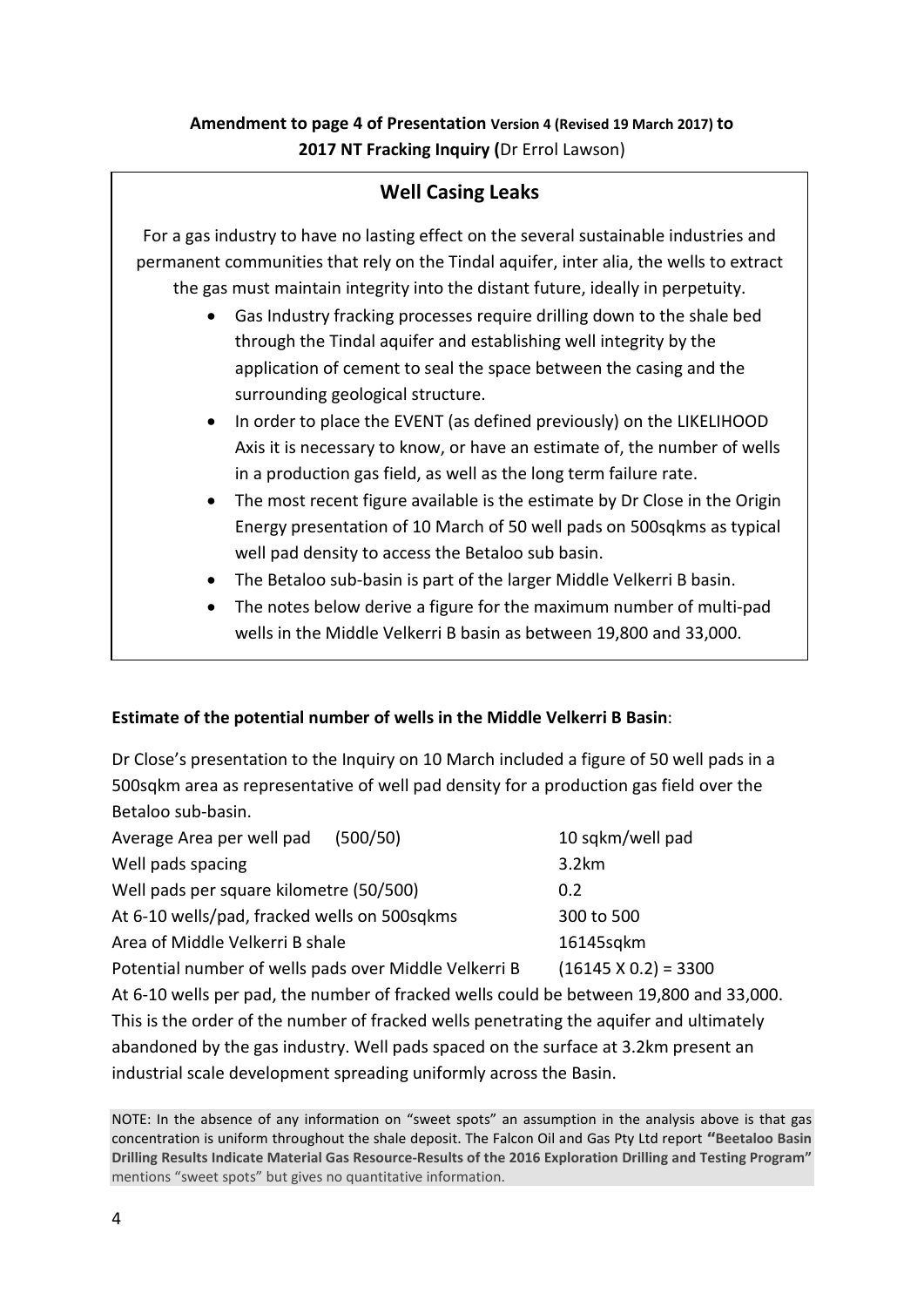**Amendment to page 4 of Presentation Version 4 (Revised 19 March 2017) to 2017 NT Fracking Inquiry (**Dr Errol Lawson)

## Well Casing Leaks

For a gas industry to have no lasting effect on the several sustainable industries and permanent communities that rely on the Tindal aquifer, inter alia, the wells to extract the gas must maintain integrity into the distant future, ideally in perpetuity.

- Gas Industry fracking processes require drilling down to the shale bed through the Tindal aquifer and establishing well integrity by the application of cement to seal the space between the casing and the surrounding geological structure.
- In order to place the EVENT (as defined previously) on the LIKELIHOOD Axis it is necessary to know, or have an estimate of, the number of wells in a production gas field, as well as the long term failure rate.
- The most recent figure available is the estimate by Dr Close in the Origin Energy presentation of 10 March of 50 well pads on 500sqkms as typical well pad density to access the Betaloo sub basin.
- The Betaloo sub-basin is part of the larger Middle Velkerri B basin.
- The notes below derive a figure for the maximum number of multi-pad wells in the Middle Velkerri B basin as between 19,800 and 33,000.

**Estimate of the potential number of wells in the Middle Velkerri B Basin**:

Dr Close's presentation to the Inquiry on 10 March included a figure of 50 well pads in a 500sqkm area as representative of well pad density for a production gas field over the Betaloo sub-basin.

| | |
|---|---|
| Average Area per well pad (500/50) | 10 sqkm/well pad |
| Well pads spacing | 3.2km |
| Well pads per square kilometre (50/500) | 0.2 |
| At 6-10 wells/pad, fracked wells on 500sqkms | 300 to 500 |
| Area of Middle Velkerri B shale | 16145sqkm |
| Potential number of wells pads over Middle Velkerri B | (16145 X 0.2) = 3300 |

At 6-10 wells per pad, the number of fracked wells could be between 19,800 and 33,000. This is the order of the number of fracked wells penetrating the aquifer and ultimately abandoned by the gas industry. Well pads spaced on the surface at 3.2km present an industrial scale development spreading uniformly across the Basin.

NOTE: In the absence of any information on "sweet spots" an assumption in the analysis above is that gas concentration is uniform throughout the shale deposit. The Falcon Oil and Gas Pty Ltd report **"Beetaloo Basin Drilling Results Indicate Material Gas Resource-Results of the 2016 Exploration Drilling and Testing Program"** mentions "sweet spots" but gives no quantitative information.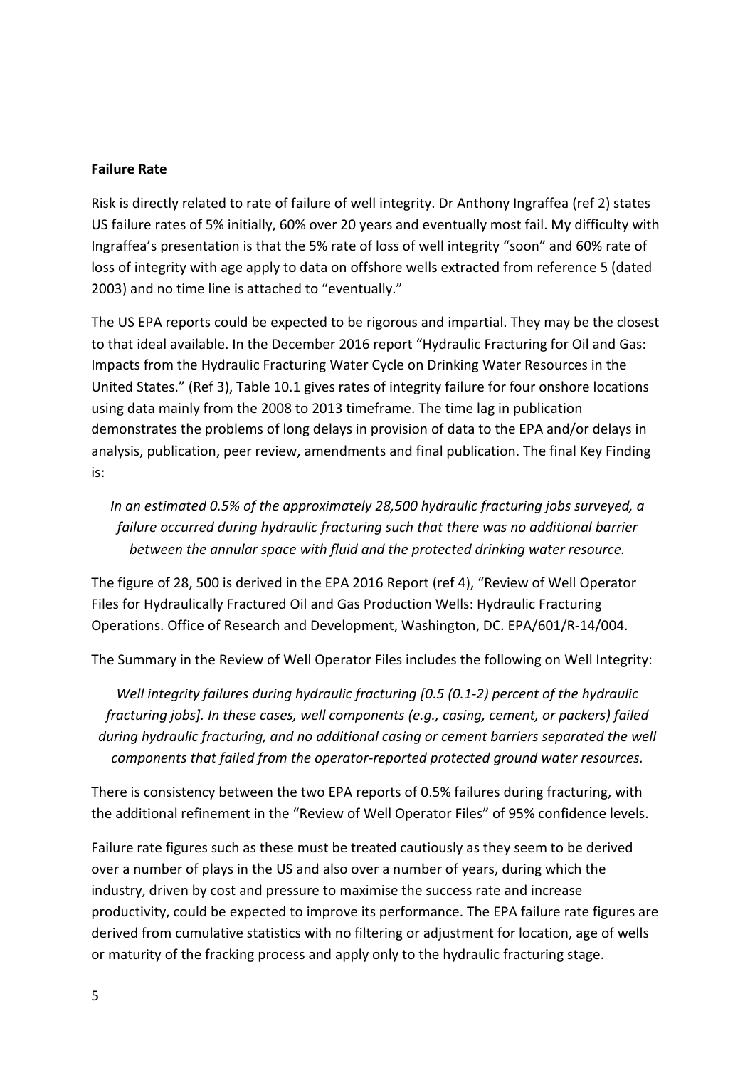**Failure Rate**

Risk is directly related to rate of failure of well integrity. Dr Anthony Ingraffea (ref 2) states US failure rates of 5% initially, 60% over 20 years and eventually most fail. My difficulty with Ingraffea's presentation is that the 5% rate of loss of well integrity "soon" and 60% rate of loss of integrity with age apply to data on offshore wells extracted from reference 5 (dated 2003) and no time line is attached to "eventually."

The US EPA reports could be expected to be rigorous and impartial. They may be the closest to that ideal available. In the December 2016 report "Hydraulic Fracturing for Oil and Gas: Impacts from the Hydraulic Fracturing Water Cycle on Drinking Water Resources in the United States." (Ref 3), Table 10.1 gives rates of integrity failure for four onshore locations using data mainly from the 2008 to 2013 timeframe. The time lag in publication demonstrates the problems of long delays in provision of data to the EPA and/or delays in analysis, publication, peer review, amendments and final publication. The final Key Finding is:

> *In an estimated 0.5% of the approximately 28,500 hydraulic fracturing jobs surveyed, a failure occurred during hydraulic fracturing such that there was no additional barrier between the annular space with fluid and the protected drinking water resource.*

The figure of 28, 500 is derived in the EPA 2016 Report (ref 4), "Review of Well Operator Files for Hydraulically Fractured Oil and Gas Production Wells: Hydraulic Fracturing Operations. Office of Research and Development, Washington, DC. EPA/601/R-14/004.

The Summary in the Review of Well Operator Files includes the following on Well Integrity:

> *Well integrity failures during hydraulic fracturing [0.5 (0.1-2) percent of the hydraulic fracturing jobs]. In these cases, well components (e.g., casing, cement, or packers) failed during hydraulic fracturing, and no additional casing or cement barriers separated the well components that failed from the operator-reported protected ground water resources.*

There is consistency between the two EPA reports of 0.5% failures during fracturing, with the additional refinement in the "Review of Well Operator Files" of 95% confidence levels.

Failure rate figures such as these must be treated cautiously as they seem to be derived over a number of plays in the US and also over a number of years, during which the industry, driven by cost and pressure to maximise the success rate and increase productivity, could be expected to improve its performance. The EPA failure rate figures are derived from cumulative statistics with no filtering or adjustment for location, age of wells or maturity of the fracking process and apply only to the hydraulic fracturing stage.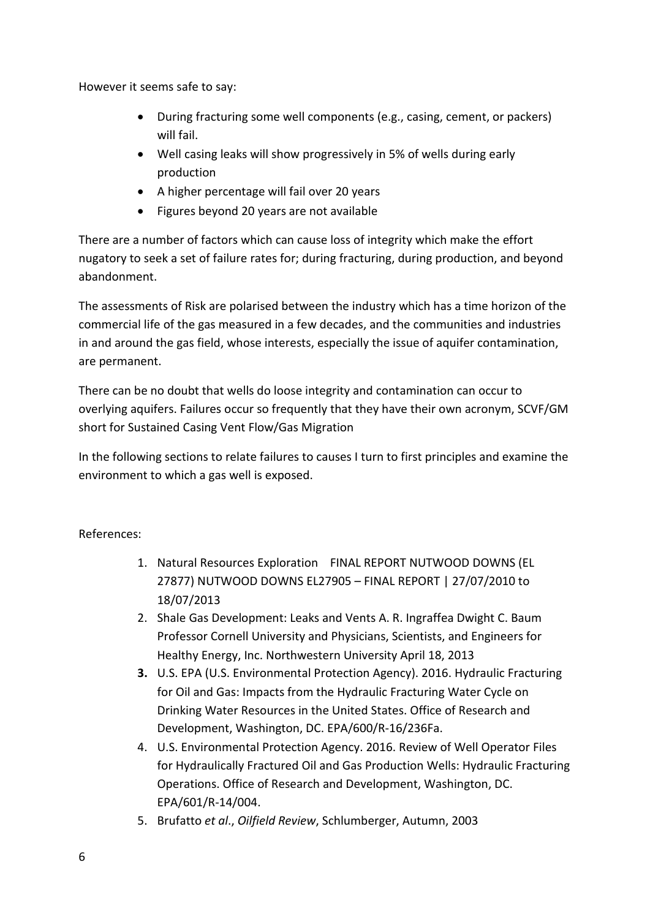However it seems safe to say:

- During fracturing some well components (e.g., casing, cement, or packers) will fail.
- Well casing leaks will show progressively in 5% of wells during early production
- A higher percentage will fail over 20 years
- Figures beyond 20 years are not available

There are a number of factors which can cause loss of integrity which make the effort nugatory to seek a set of failure rates for; during fracturing, during production, and beyond abandonment.

The assessments of Risk are polarised between the industry which has a time horizon of the commercial life of the gas measured in a few decades, and the communities and industries in and around the gas field, whose interests, especially the issue of aquifer contamination, are permanent.

There can be no doubt that wells do loose integrity and contamination can occur to overlying aquifers. Failures occur so frequently that they have their own acronym, SCVF/GM short for Sustained Casing Vent Flow/Gas Migration

In the following sections to relate failures to causes I turn to first principles and examine the environment to which a gas well is exposed.

References:

1. Natural Resources Exploration FINAL REPORT NUTWOOD DOWNS (EL 27877) NUTWOOD DOWNS EL27905 – FINAL REPORT | 27/07/2010 to 18/07/2013
2. Shale Gas Development: Leaks and Vents A. R. Ingraffea Dwight C. Baum Professor Cornell University and Physicians, Scientists, and Engineers for Healthy Energy, Inc. Northwestern University April 18, 2013
3. U.S. EPA (U.S. Environmental Protection Agency). 2016. Hydraulic Fracturing for Oil and Gas: Impacts from the Hydraulic Fracturing Water Cycle on Drinking Water Resources in the United States. Office of Research and Development, Washington, DC. EPA/600/R-16/236Fa.
4. U.S. Environmental Protection Agency. 2016. Review of Well Operator Files for Hydraulically Fractured Oil and Gas Production Wells: Hydraulic Fracturing Operations. Office of Research and Development, Washington, DC. EPA/601/R-14/004.
5. Brufatto *et al*., *Oilfield Review*, Schlumberger, Autumn, 2003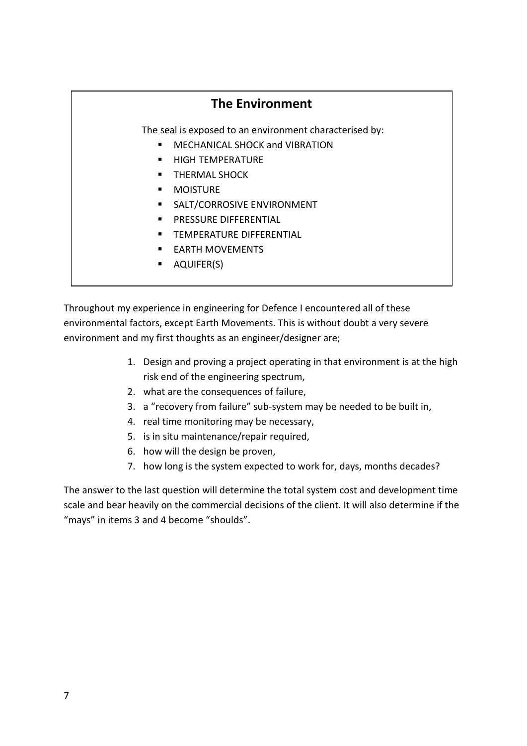## The Environment

The seal is exposed to an environment characterised by:

- MECHANICAL SHOCK and VIBRATION
- HIGH TEMPERATURE
- THERMAL SHOCK
- MOISTURE
- SALT/CORROSIVE ENVIRONMENT
- PRESSURE DIFFERENTIAL
- TEMPERATURE DIFFERENTIAL
- EARTH MOVEMENTS
- AQUIFER(S)

Throughout my experience in engineering for Defence I encountered all of these environmental factors, except Earth Movements. This is without doubt a very severe environment and my first thoughts as an engineer/designer are;

1. Design and proving a project operating in that environment is at the high risk end of the engineering spectrum,
2. what are the consequences of failure,
3. a "recovery from failure" sub-system may be needed to be built in,
4. real time monitoring may be necessary,
5. is in situ maintenance/repair required,
6. how will the design be proven,
7. how long is the system expected to work for, days, months decades?

The answer to the last question will determine the total system cost and development time scale and bear heavily on the commercial decisions of the client. It will also determine if the "mays" in items 3 and 4 become "shoulds".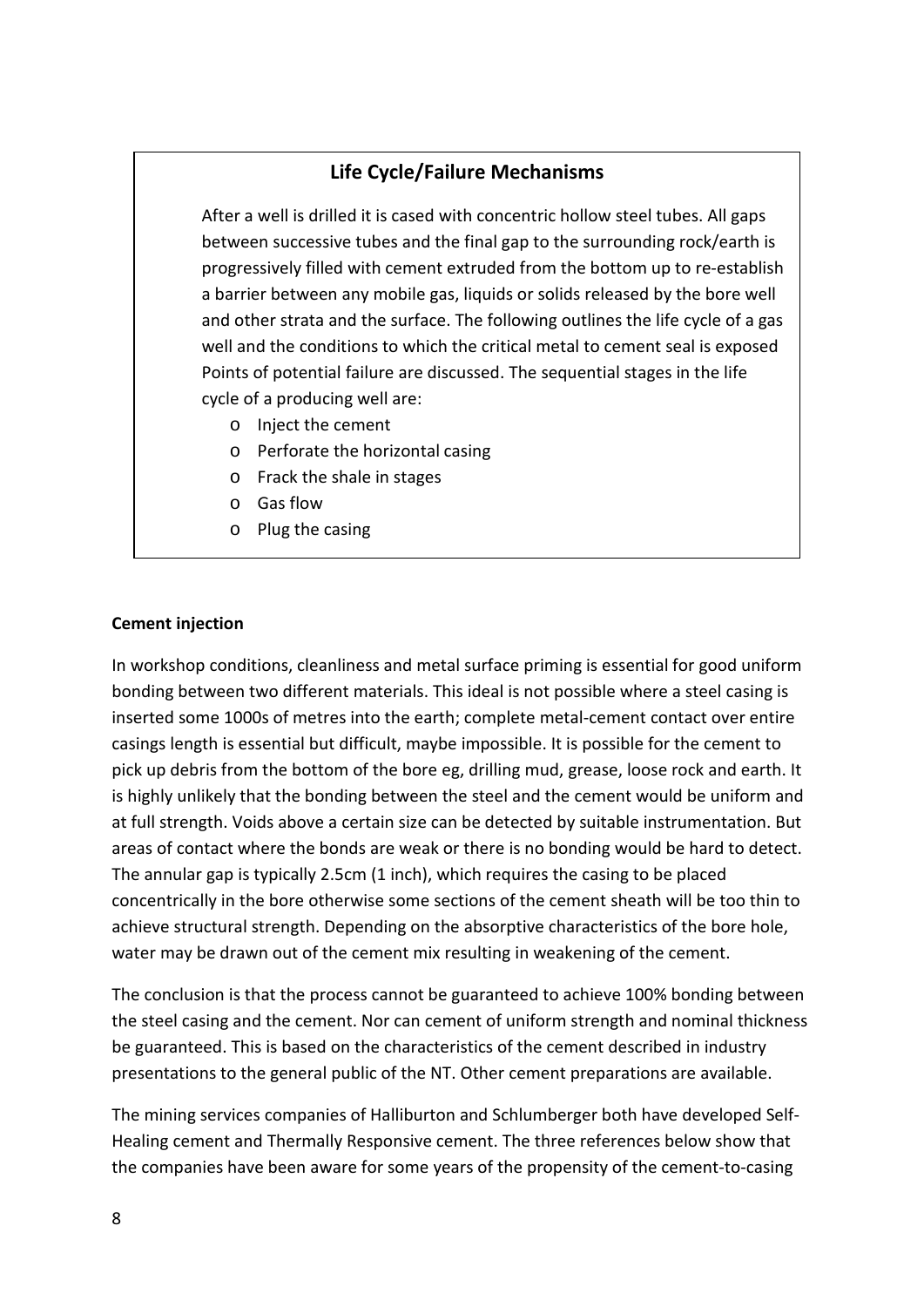## Life Cycle/Failure Mechanisms

After a well is drilled it is cased with concentric hollow steel tubes. All gaps between successive tubes and the final gap to the surrounding rock/earth is progressively filled with cement extruded from the bottom up to re-establish a barrier between any mobile gas, liquids or solids released by the bore well and other strata and the surface. The following outlines the life cycle of a gas well and the conditions to which the critical metal to cement seal is exposed Points of potential failure are discussed. The sequential stages in the life cycle of a producing well are:

- Inject the cement
- Perforate the horizontal casing
- Frack the shale in stages
- Gas flow
- Plug the casing

**Cement injection**

In workshop conditions, cleanliness and metal surface priming is essential for good uniform bonding between two different materials. This ideal is not possible where a steel casing is inserted some 1000s of metres into the earth; complete metal-cement contact over entire casings length is essential but difficult, maybe impossible. It is possible for the cement to pick up debris from the bottom of the bore eg, drilling mud, grease, loose rock and earth. It is highly unlikely that the bonding between the steel and the cement would be uniform and at full strength. Voids above a certain size can be detected by suitable instrumentation. But areas of contact where the bonds are weak or there is no bonding would be hard to detect. The annular gap is typically 2.5cm (1 inch), which requires the casing to be placed concentrically in the bore otherwise some sections of the cement sheath will be too thin to achieve structural strength. Depending on the absorptive characteristics of the bore hole, water may be drawn out of the cement mix resulting in weakening of the cement.

The conclusion is that the process cannot be guaranteed to achieve 100% bonding between the steel casing and the cement. Nor can cement of uniform strength and nominal thickness be guaranteed. This is based on the characteristics of the cement described in industry presentations to the general public of the NT. Other cement preparations are available.

The mining services companies of Halliburton and Schlumberger both have developed Self-Healing cement and Thermally Responsive cement. The three references below show that the companies have been aware for some years of the propensity of the cement-to-casing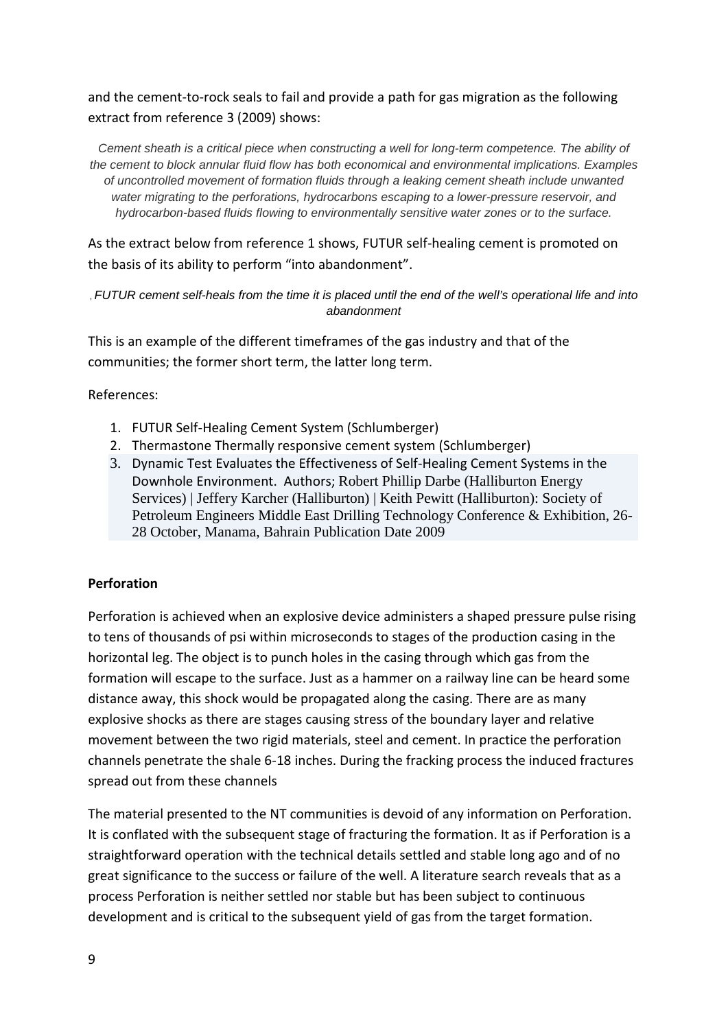and the cement-to-rock seals to fail and provide a path for gas migration as the following extract from reference 3 (2009) shows:

> *Cement sheath is a critical piece when constructing a well for long-term competence. The ability of the cement to block annular fluid flow has both economical and environmental implications. Examples of uncontrolled movement of formation fluids through a leaking cement sheath include unwanted water migrating to the perforations, hydrocarbons escaping to a lower-pressure reservoir, and hydrocarbon-based fluids flowing to environmentally sensitive water zones or to the surface.*

As the extract below from reference 1 shows, FUTUR self-healing cement is promoted on the basis of its ability to perform "into abandonment".

> *FUTUR cement self-heals from the time it is placed until the end of the well's operational life and into abandonment*

This is an example of the different timeframes of the gas industry and that of the communities; the former short term, the latter long term.

References:

1. FUTUR Self-Healing Cement System (Schlumberger)
2. Thermastone Thermally responsive cement system (Schlumberger)
3. Dynamic Test Evaluates the Effectiveness of Self-Healing Cement Systems in the Downhole Environment. Authors; Robert Phillip Darbe (Halliburton Energy Services) | Jeffery Karcher (Halliburton) | Keith Pewitt (Halliburton): Society of Petroleum Engineers Middle East Drilling Technology Conference & Exhibition, 26-28 October, Manama, Bahrain Publication Date 2009

**Perforation**

Perforation is achieved when an explosive device administers a shaped pressure pulse rising to tens of thousands of psi within microseconds to stages of the production casing in the horizontal leg. The object is to punch holes in the casing through which gas from the formation will escape to the surface. Just as a hammer on a railway line can be heard some distance away, this shock would be propagated along the casing. There are as many explosive shocks as there are stages causing stress of the boundary layer and relative movement between the two rigid materials, steel and cement. In practice the perforation channels penetrate the shale 6-18 inches. During the fracking process the induced fractures spread out from these channels

The material presented to the NT communities is devoid of any information on Perforation. It is conflated with the subsequent stage of fracturing the formation. It is as if Perforation is a straightforward operation with the technical details settled and stable long ago and of no great significance to the success or failure of the well. A literature search reveals that as a process Perforation is neither settled nor stable but has been subject to continuous development and is critical to the subsequent yield of gas from the target formation.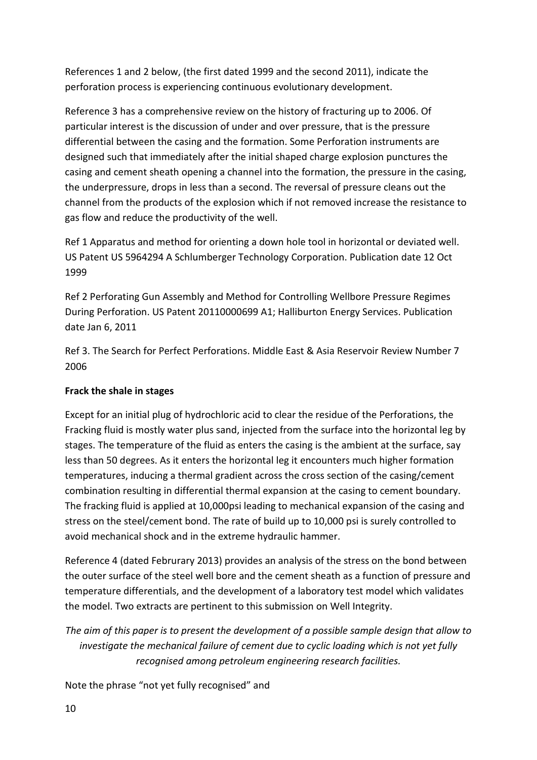References 1 and 2 below, (the first dated 1999 and the second 2011), indicate the perforation process is experiencing continuous evolutionary development.

Reference 3 has a comprehensive review on the history of fracturing up to 2006. Of particular interest is the discussion of under and over pressure, that is the pressure differential between the casing and the formation. Some Perforation instruments are designed such that immediately after the initial shaped charge explosion punctures the casing and cement sheath opening a channel into the formation, the pressure in the casing, the underpressure, drops in less than a second. The reversal of pressure cleans out the channel from the products of the explosion which if not removed increase the resistance to gas flow and reduce the productivity of the well.

Ref 1 Apparatus and method for orienting a down hole tool in horizontal or deviated well. US Patent US 5964294 A Schlumberger Technology Corporation. Publication date 12 Oct 1999

Ref 2 Perforating Gun Assembly and Method for Controlling Wellbore Pressure Regimes During Perforation. US Patent 20110000699 A1; Halliburton Energy Services. Publication date Jan 6, 2011

Ref 3. The Search for Perfect Perforations. Middle East & Asia Reservoir Review Number 7 2006

**Frack the shale in stages**

Except for an initial plug of hydrochloric acid to clear the residue of the Perforations, the Fracking fluid is mostly water plus sand, injected from the surface into the horizontal leg by stages. The temperature of the fluid as enters the casing is the ambient at the surface, say less than 50 degrees. As it enters the horizontal leg it encounters much higher formation temperatures, inducing a thermal gradient across the cross section of the casing/cement combination resulting in differential thermal expansion at the casing to cement boundary. The fracking fluid is applied at 10,000psi leading to mechanical expansion of the casing and stress on the steel/cement bond. The rate of build up to 10,000 psi is surely controlled to avoid mechanical shock and in the extreme hydraulic hammer.

Reference 4 (dated Februrary 2013) provides an analysis of the stress on the bond between the outer surface of the steel well bore and the cement sheath as a function of pressure and temperature differentials, and the development of a laboratory test model which validates the model. Two extracts are pertinent to this submission on Well Integrity.

*The aim of this paper is to present the development of a possible sample design that allow to investigate the mechanical failure of cement due to cyclic loading which is not yet fully recognised among petroleum engineering research facilities.*

Note the phrase "not yet fully recognised" and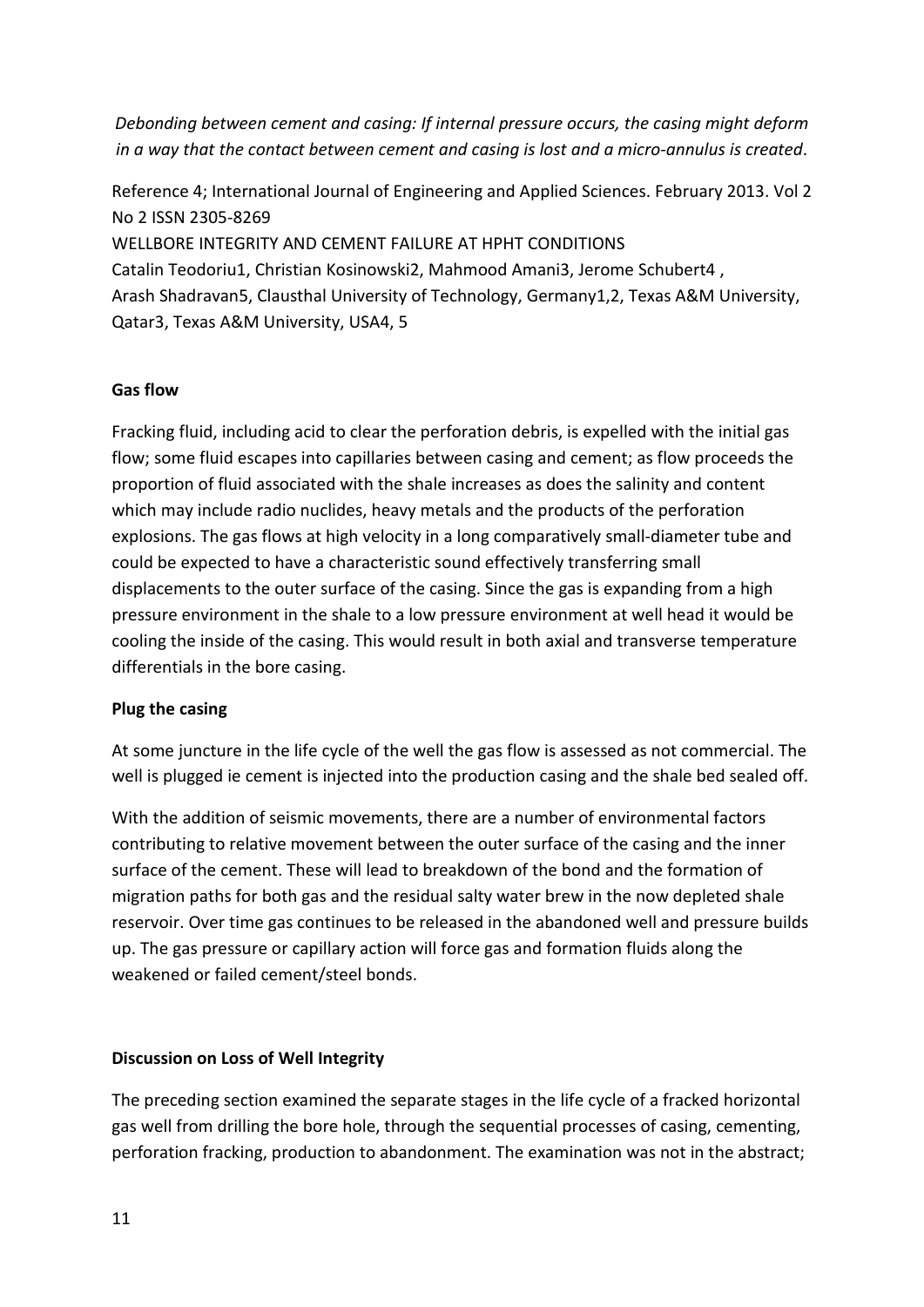*Debonding between cement and casing: If internal pressure occurs, the casing might deform in a way that the contact between cement and casing is lost and a micro-annulus is created.*

Reference 4; International Journal of Engineering and Applied Sciences. February 2013. Vol 2 No 2 ISSN 2305-8269
WELLBORE INTEGRITY AND CEMENT FAILURE AT HPHT CONDITIONS
Catalin Teodoriu1, Christian Kosinowski2, Mahmood Amani3, Jerome Schubert4 , Arash Shadravan5, Clausthal University of Technology, Germany1,2, Texas A&M University, Qatar3, Texas A&M University, USA4, 5

**Gas flow**

Fracking fluid, including acid to clear the perforation debris, is expelled with the initial gas flow; some fluid escapes into capillaries between casing and cement; as flow proceeds the proportion of fluid associated with the shale increases as does the salinity and content which may include radio nuclides, heavy metals and the products of the perforation explosions. The gas flows at high velocity in a long comparatively small-diameter tube and could be expected to have a characteristic sound effectively transferring small displacements to the outer surface of the casing. Since the gas is expanding from a high pressure environment in the shale to a low pressure environment at well head it would be cooling the inside of the casing. This would result in both axial and transverse temperature differentials in the bore casing.

**Plug the casing**

At some juncture in the life cycle of the well the gas flow is assessed as not commercial. The well is plugged ie cement is injected into the production casing and the shale bed sealed off.

With the addition of seismic movements, there are a number of environmental factors contributing to relative movement between the outer surface of the casing and the inner surface of the cement. These will lead to breakdown of the bond and the formation of migration paths for both gas and the residual salty water brew in the now depleted shale reservoir. Over time gas continues to be released in the abandoned well and pressure builds up. The gas pressure or capillary action will force gas and formation fluids along the weakened or failed cement/steel bonds.

**Discussion on Loss of Well Integrity**

The preceding section examined the separate stages in the life cycle of a fracked horizontal gas well from drilling the bore hole, through the sequential processes of casing, cementing, perforation fracking, production to abandonment. The examination was not in the abstract;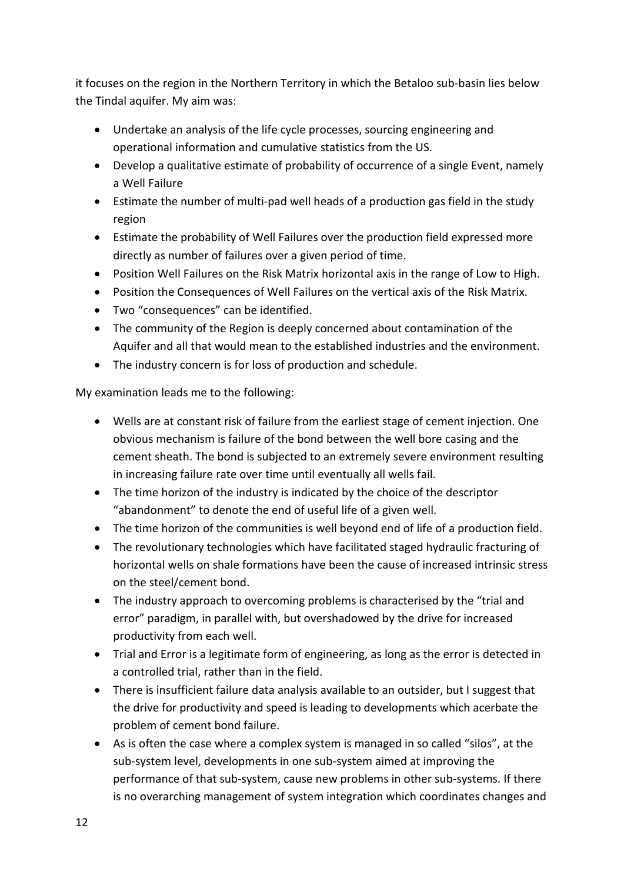it focuses on the region in the Northern Territory in which the Betaloo sub-basin lies below the Tindal aquifer. My aim was:

- Undertake an analysis of the life cycle processes, sourcing engineering and operational information and cumulative statistics from the US.
- Develop a qualitative estimate of probability of occurrence of a single Event, namely a Well Failure
- Estimate the number of multi-pad well heads of a production gas field in the study region
- Estimate the probability of Well Failures over the production field expressed more directly as number of failures over a given period of time.
- Position Well Failures on the Risk Matrix horizontal axis in the range of Low to High.
- Position the Consequences of Well Failures on the vertical axis of the Risk Matrix.
- Two "consequences" can be identified.
- The community of the Region is deeply concerned about contamination of the Aquifer and all that would mean to the established industries and the environment.
- The industry concern is for loss of production and schedule.

My examination leads me to the following:

- Wells are at constant risk of failure from the earliest stage of cement injection. One obvious mechanism is failure of the bond between the well bore casing and the cement sheath. The bond is subjected to an extremely severe environment resulting in increasing failure rate over time until eventually all wells fail.
- The time horizon of the industry is indicated by the choice of the descriptor "abandonment" to denote the end of useful life of a given well.
- The time horizon of the communities is well beyond end of life of a production field.
- The revolutionary technologies which have facilitated staged hydraulic fracturing of horizontal wells on shale formations have been the cause of increased intrinsic stress on the steel/cement bond.
- The industry approach to overcoming problems is characterised by the "trial and error" paradigm, in parallel with, but overshadowed by the drive for increased productivity from each well.
- Trial and Error is a legitimate form of engineering, as long as the error is detected in a controlled trial, rather than in the field.
- There is insufficient failure data analysis available to an outsider, but I suggest that the drive for productivity and speed is leading to developments which acerbate the problem of cement bond failure.
- As is often the case where a complex system is managed in so called "silos", at the sub-system level, developments in one sub-system aimed at improving the performance of that sub-system, cause new problems in other sub-systems. If there is no overarching management of system integration which coordinates changes and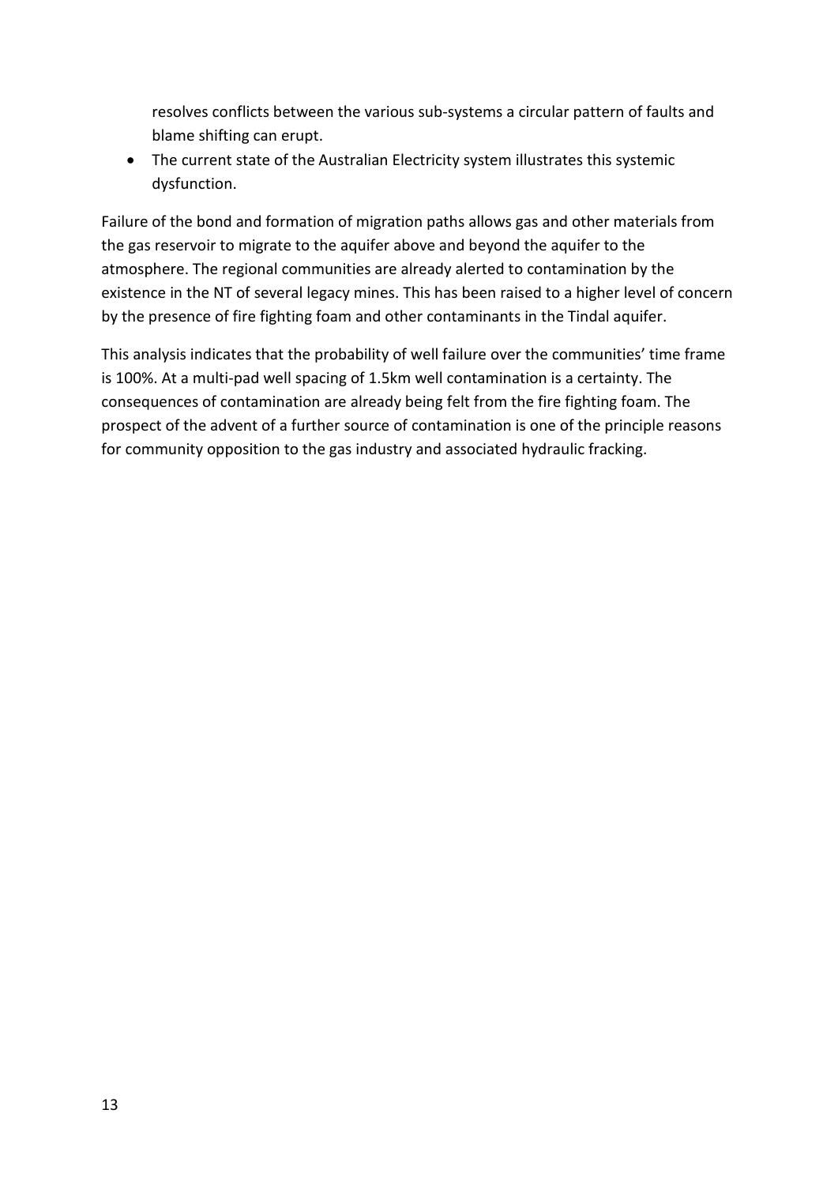resolves conflicts between the various sub-systems a circular pattern of faults and blame shifting can erupt.

- The current state of the Australian Electricity system illustrates this systemic dysfunction.

Failure of the bond and formation of migration paths allows gas and other materials from the gas reservoir to migrate to the aquifer above and beyond the aquifer to the atmosphere. The regional communities are already alerted to contamination by the existence in the NT of several legacy mines. This has been raised to a higher level of concern by the presence of fire fighting foam and other contaminants in the Tindal aquifer.

This analysis indicates that the probability of well failure over the communities' time frame is 100%. At a multi-pad well spacing of 1.5km well contamination is a certainty. The consequences of contamination are already being felt from the fire fighting foam. The prospect of the advent of a further source of contamination is one of the principle reasons for community opposition to the gas industry and associated hydraulic fracking.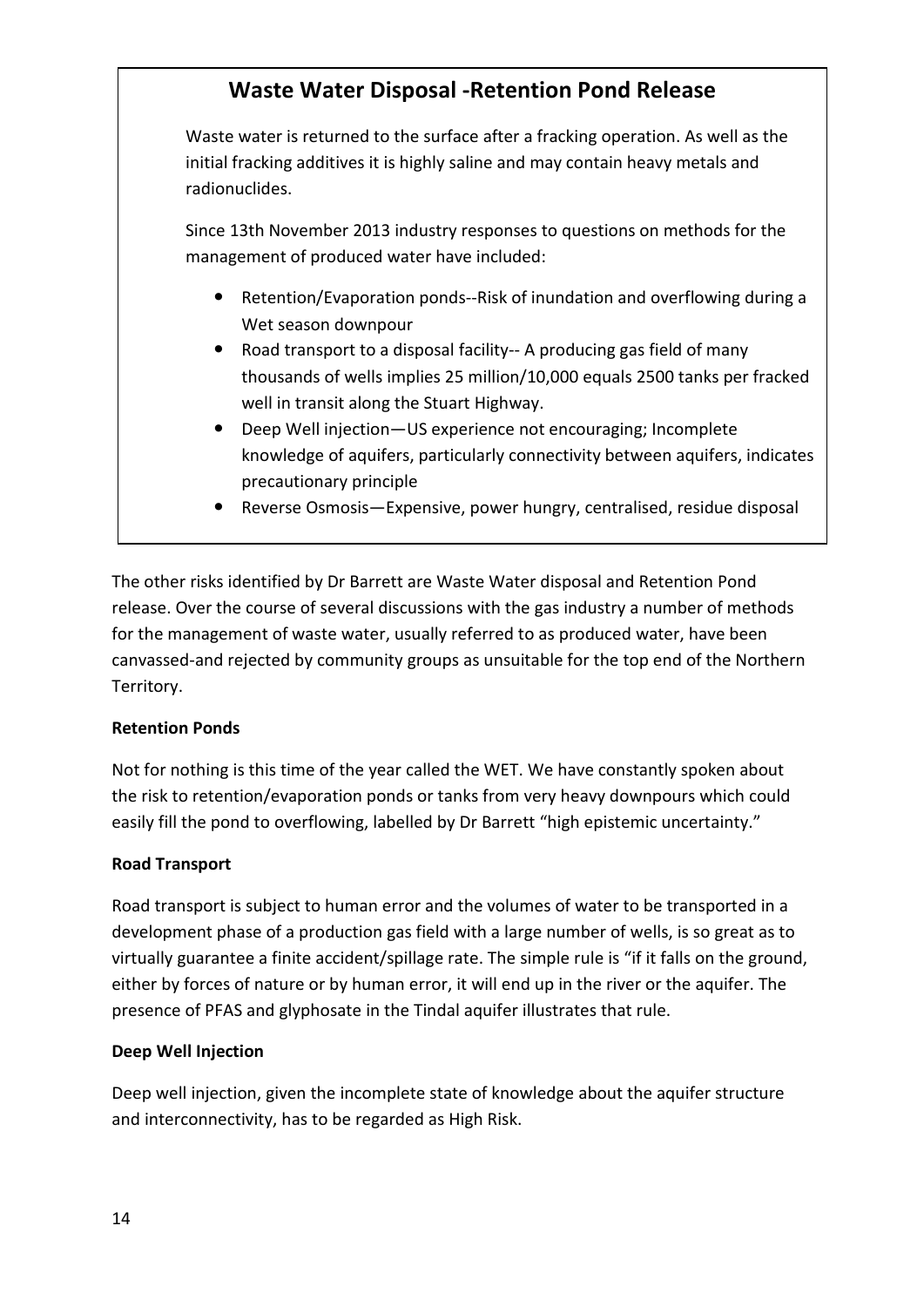## Waste Water Disposal -Retention Pond Release

Waste water is returned to the surface after a fracking operation. As well as the initial fracking additives it is highly saline and may contain heavy metals and radionuclides.

Since 13th November 2013 industry responses to questions on methods for the management of produced water have included:

- Retention/Evaporation ponds--Risk of inundation and overflowing during a Wet season downpour
- Road transport to a disposal facility-- A producing gas field of many thousands of wells implies 25 million/10,000 equals 2500 tanks per fracked well in transit along the Stuart Highway.
- Deep Well injection—US experience not encouraging; Incomplete knowledge of aquifers, particularly connectivity between aquifers, indicates precautionary principle
- Reverse Osmosis—Expensive, power hungry, centralised, residue disposal

The other risks identified by Dr Barrett are Waste Water disposal and Retention Pond release. Over the course of several discussions with the gas industry a number of methods for the management of waste water, usually referred to as produced water, have been canvassed-and rejected by community groups as unsuitable for the top end of the Northern Territory.

**Retention Ponds**

Not for nothing is this time of the year called the WET. We have constantly spoken about the risk to retention/evaporation ponds or tanks from very heavy downpours which could easily fill the pond to overflowing, labelled by Dr Barrett "high epistemic uncertainty."

**Road Transport**

Road transport is subject to human error and the volumes of water to be transported in a development phase of a production gas field with a large number of wells, is so great as to virtually guarantee a finite accident/spillage rate. The simple rule is "if it falls on the ground, either by forces of nature or by human error, it will end up in the river or the aquifer. The presence of PFAS and glyphosate in the Tindal aquifer illustrates that rule.

**Deep Well Injection**

Deep well injection, given the incomplete state of knowledge about the aquifer structure and interconnectivity, has to be regarded as High Risk.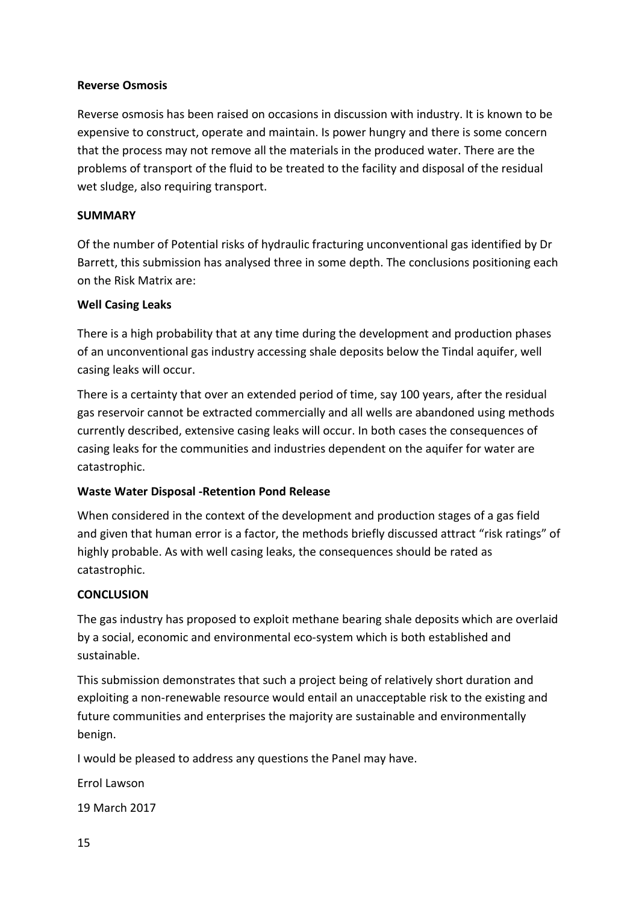**Reverse Osmosis**

Reverse osmosis has been raised on occasions in discussion with industry. It is known to be expensive to construct, operate and maintain. Is power hungry and there is some concern that the process may not remove all the materials in the produced water. There are the problems of transport of the fluid to be treated to the facility and disposal of the residual wet sludge, also requiring transport.

**SUMMARY**

Of the number of Potential risks of hydraulic fracturing unconventional gas identified by Dr Barrett, this submission has analysed three in some depth. The conclusions positioning each on the Risk Matrix are:

**Well Casing Leaks**

There is a high probability that at any time during the development and production phases of an unconventional gas industry accessing shale deposits below the Tindal aquifer, well casing leaks will occur.

There is a certainty that over an extended period of time, say 100 years, after the residual gas reservoir cannot be extracted commercially and all wells are abandoned using methods currently described, extensive casing leaks will occur. In both cases the consequences of casing leaks for the communities and industries dependent on the aquifer for water are catastrophic.

**Waste Water Disposal -Retention Pond Release**

When considered in the context of the development and production stages of a gas field and given that human error is a factor, the methods briefly discussed attract "risk ratings" of highly probable. As with well casing leaks, the consequences should be rated as catastrophic.

**CONCLUSION**

The gas industry has proposed to exploit methane bearing shale deposits which are overlaid by a social, economic and environmental eco-system which is both established and sustainable.

This submission demonstrates that such a project being of relatively short duration and exploiting a non-renewable resource would entail an unacceptable risk to the existing and future communities and enterprises the majority are sustainable and environmentally benign.

I would be pleased to address any questions the Panel may have.

Errol Lawson

19 March 2017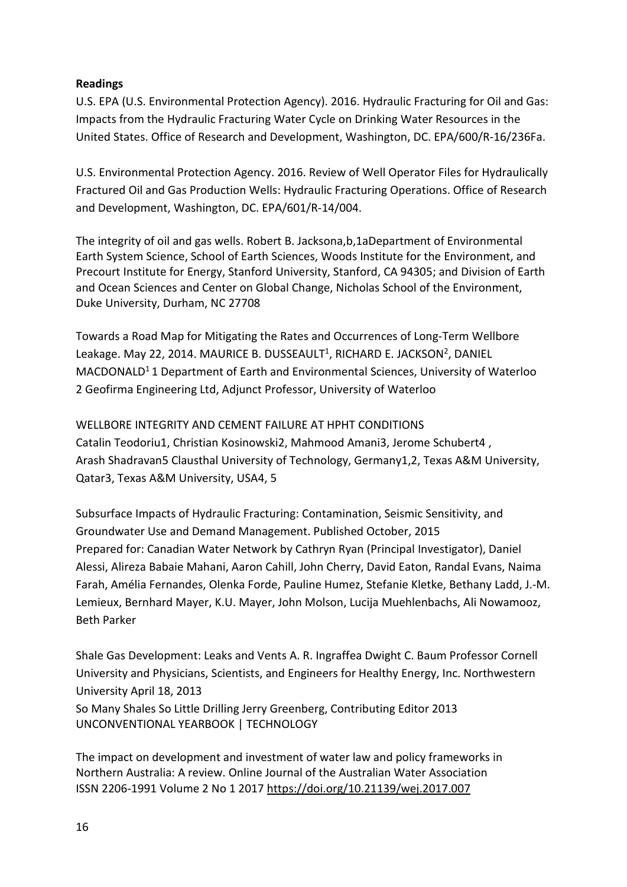**Readings**

U.S. EPA (U.S. Environmental Protection Agency). 2016. Hydraulic Fracturing for Oil and Gas: Impacts from the Hydraulic Fracturing Water Cycle on Drinking Water Resources in the United States. Office of Research and Development, Washington, DC. EPA/600/R-16/236Fa.

U.S. Environmental Protection Agency. 2016. Review of Well Operator Files for Hydraulically Fractured Oil and Gas Production Wells: Hydraulic Fracturing Operations. Office of Research and Development, Washington, DC. EPA/601/R-14/004.

The integrity of oil and gas wells. Robert B. Jacksona,b,1aDepartment of Environmental Earth System Science, School of Earth Sciences, Woods Institute for the Environment, and Precourt Institute for Energy, Stanford University, Stanford, CA 94305; and Division of Earth and Ocean Sciences and Center on Global Change, Nicholas School of the Environment, Duke University, Durham, NC 27708

Towards a Road Map for Mitigating the Rates and Occurrences of Long-Term Wellbore Leakage. May 22, 2014. MAURICE B. DUSSEAULT[1], RICHARD E. JACKSON[2], DANIEL MACDONALD[1] 1 Department of Earth and Environmental Sciences, University of Waterloo 2 Geofirma Engineering Ltd, Adjunct Professor, University of Waterloo

WELLBORE INTEGRITY AND CEMENT FAILURE AT HPHT CONDITIONS
Catalin Teodoriu1, Christian Kosinowski2, Mahmood Amani3, Jerome Schubert4 , Arash Shadravan5 Clausthal University of Technology, Germany1,2, Texas A&M University, Qatar3, Texas A&M University, USA4, 5

Subsurface Impacts of Hydraulic Fracturing: Contamination, Seismic Sensitivity, and Groundwater Use and Demand Management. Published October, 2015
Prepared for: Canadian Water Network by Cathryn Ryan (Principal Investigator), Daniel Alessi, Alireza Babaie Mahani, Aaron Cahill, John Cherry, David Eaton, Randal Evans, Naima Farah, Amélia Fernandes, Olenka Forde, Pauline Humez, Stefanie Kletke, Bethany Ladd, J.-M. Lemieux, Bernhard Mayer, K.U. Mayer, John Molson, Lucija Muehlenbachs, Ali Nowamooz, Beth Parker

Shale Gas Development: Leaks and Vents A. R. Ingraffea Dwight C. Baum Professor Cornell University and Physicians, Scientists, and Engineers for Healthy Energy, Inc. Northwestern University April 18, 2013
So Many Shales So Little Drilling Jerry Greenberg, Contributing Editor 2013 UNCONVENTIONAL YEARBOOK | TECHNOLOGY

The impact on development and investment of water law and policy frameworks in Northern Australia: A review. Online Journal of the Australian Water Association ISSN 2206-1991 Volume 2 No 1 2017 https://doi.org/10.21139/wej.2017.007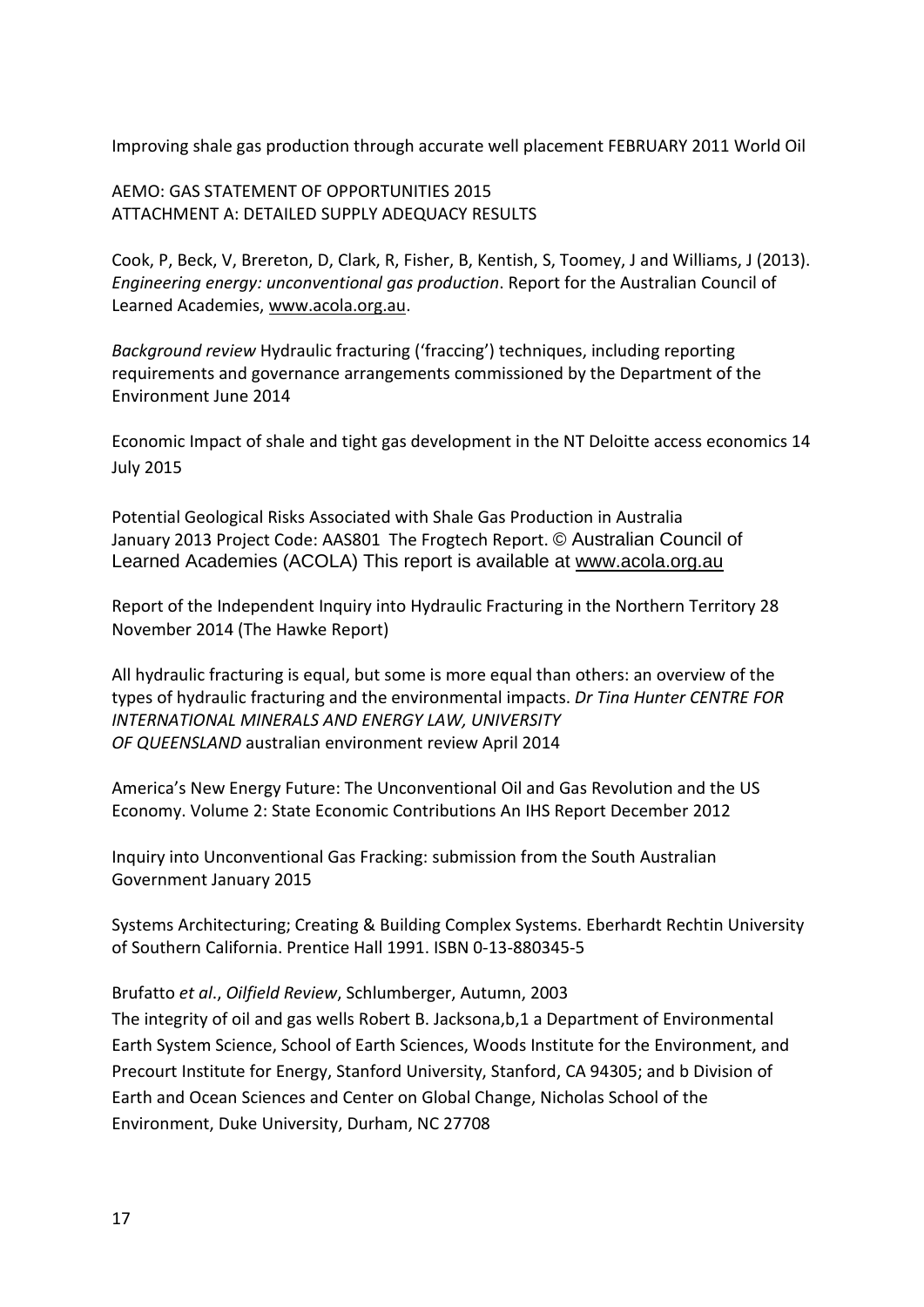Improving shale gas production through accurate well placement FEBRUARY 2011 World Oil

AEMO: GAS STATEMENT OF OPPORTUNITIES 2015
ATTACHMENT A: DETAILED SUPPLY ADEQUACY RESULTS

Cook, P, Beck, V, Brereton, D, Clark, R, Fisher, B, Kentish, S, Toomey, J and Williams, J (2013). *Engineering energy: unconventional gas production*. Report for the Australian Council of Learned Academies, www.acola.org.au.

*Background review* Hydraulic fracturing ('fraccing') techniques, including reporting requirements and governance arrangements commissioned by the Department of the Environment June 2014

Economic Impact of shale and tight gas development in the NT Deloitte access economics 14 July 2015

Potential Geological Risks Associated with Shale Gas Production in Australia
January 2013 Project Code: AAS801 The Frogtech Report. © Australian Council of Learned Academies (ACOLA) This report is available at www.acola.org.au

Report of the Independent Inquiry into Hydraulic Fracturing in the Northern Territory 28 November 2014 (The Hawke Report)

All hydraulic fracturing is equal, but some is more equal than others: an overview of the types of hydraulic fracturing and the environmental impacts. *Dr Tina Hunter CENTRE FOR INTERNATIONAL MINERALS AND ENERGY LAW, UNIVERSITY OF QUEENSLAND* australian environment review April 2014

America's New Energy Future: The Unconventional Oil and Gas Revolution and the US Economy. Volume 2: State Economic Contributions An IHS Report December 2012

Inquiry into Unconventional Gas Fracking: submission from the South Australian Government January 2015

Systems Architecturing; Creating & Building Complex Systems. Eberhardt Rechtin University of Southern California. Prentice Hall 1991. ISBN 0-13-880345-5

Brufatto *et al*., *Oilfield Review*, Schlumberger, Autumn, 2003
The integrity of oil and gas wells Robert B. Jacksona,b,1 a Department of Environmental Earth System Science, School of Earth Sciences, Woods Institute for the Environment, and Precourt Institute for Energy, Stanford University, Stanford, CA 94305; and b Division of Earth and Ocean Sciences and Center on Global Change, Nicholas School of the Environment, Duke University, Durham, NC 27708